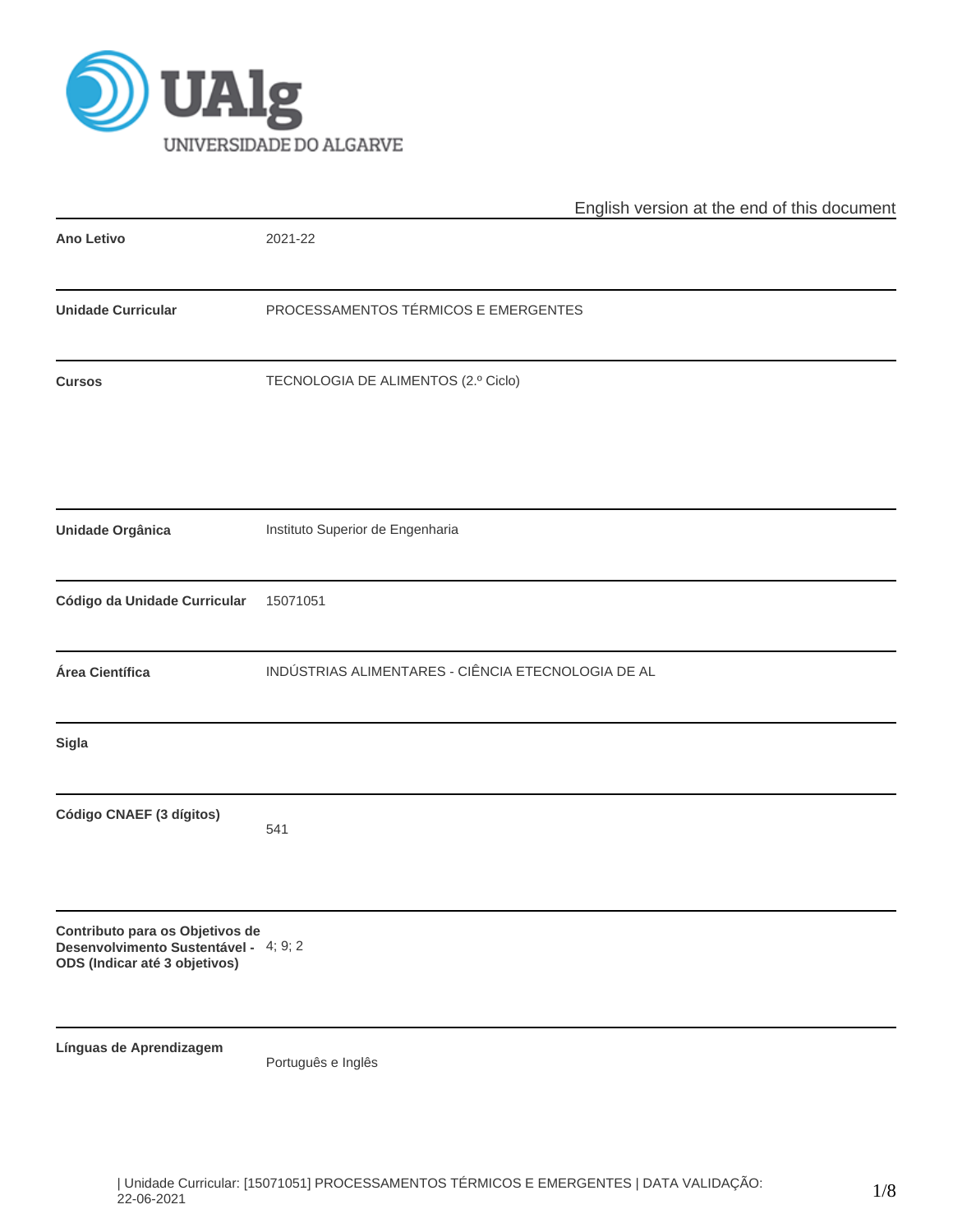English version at the end of this document

| | |
|---|---|
| **Ano Letivo** | 2021-22 |
| **Unidade Curricular** | PROCESSAMENTOS TÉRMICOS E EMERGENTES |
| **Cursos** | TECNOLOGIA DE ALIMENTOS (2.º Ciclo) |
| **Unidade Orgânica** | Instituto Superior de Engenharia |
| **Código da Unidade Curricular** | 15071051 |
| **Área Científica** | INDÚSTRIAS ALIMENTARES - CIÊNCIA ETECNOLOGIA DE AL |
| **Sigla** | |
| **Código CNAEF (3 dígitos)** | 541 |
| **Contributo para os Objetivos de Desenvolvimento Sustentável - ODS (Indicar até 3 objetivos)** | 4; 9; 2 |
| **Línguas de Aprendizagem** | Português e Inglês |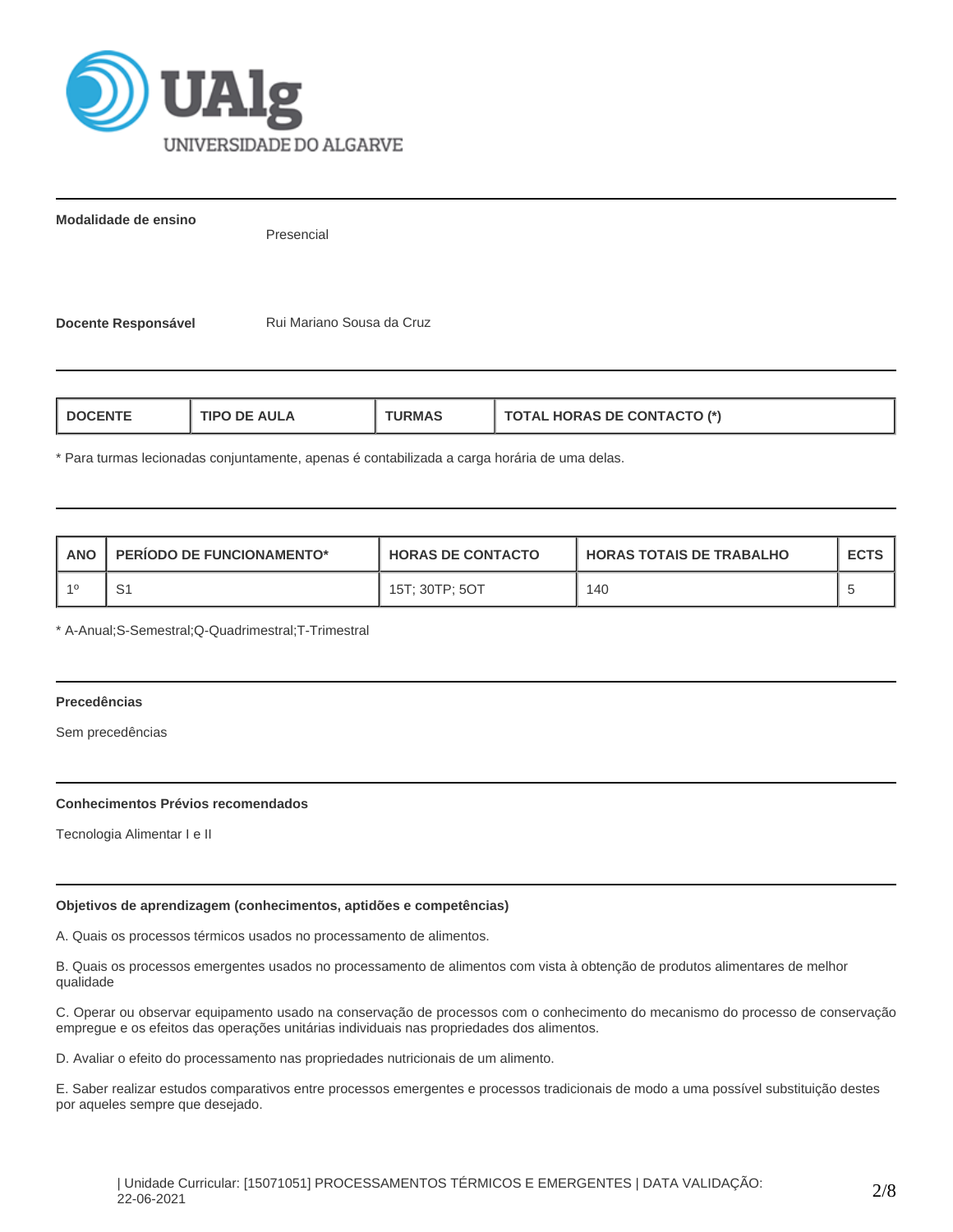**Modalidade de ensino** Presencial

**Docente Responsável** Rui Mariano Sousa da Cruz

| DOCENTE | TIPO DE AULA | TURMAS | TOTAL HORAS DE CONTACTO (*) |
|---|---|---|---|

* Para turmas lecionadas conjuntamente, apenas é contabilizada a carga horária de uma delas.

| ANO | PERÍODO DE FUNCIONAMENTO* | HORAS DE CONTACTO | HORAS TOTAIS DE TRABALHO | ECTS |
|---|---|---|---|---|
| 1º | S1 | 15T; 30TP; 5OT | 140 | 5 |

* A-Anual;S-Semestral;Q-Quadrimestral;T-Trimestral

**Precedências**

Sem precedências

**Conhecimentos Prévios recomendados**

Tecnologia Alimentar I e II

**Objetivos de aprendizagem (conhecimentos, aptidões e competências)**

A. Quais os processos térmicos usados no processamento de alimentos.

B. Quais os processos emergentes usados no processamento de alimentos com vista à obtenção de produtos alimentares de melhor qualidade

C. Operar ou observar equipamento usado na conservação de processos com o conhecimento do mecanismo do processo de conservação empregue e os efeitos das operações unitárias individuais nas propriedades dos alimentos.

D. Avaliar o efeito do processamento nas propriedades nutricionais de um alimento.

E. Saber realizar estudos comparativos entre processos emergentes e processos tradicionais de modo a uma possível substituição destes por aqueles sempre que desejado.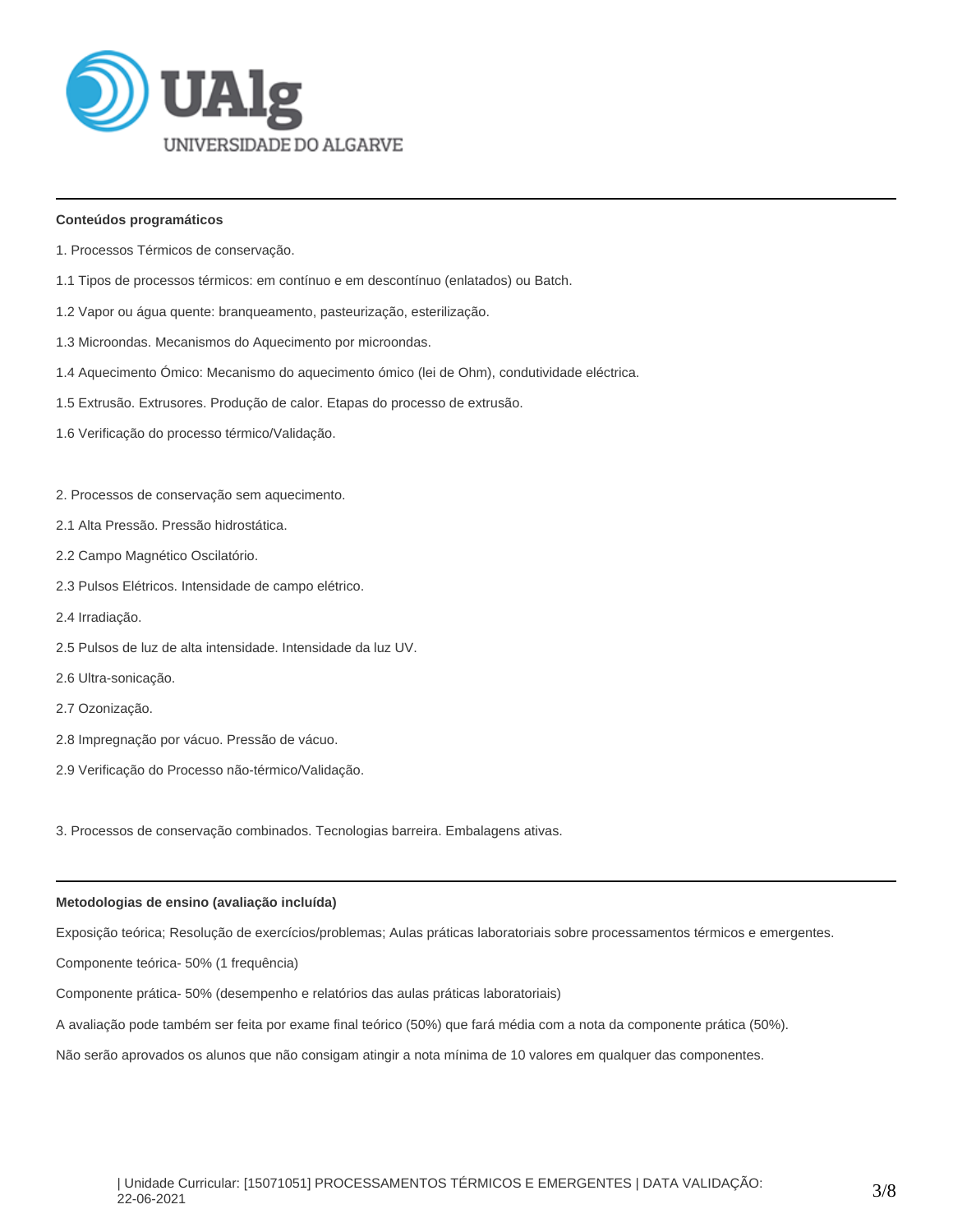## Conteúdos programáticos

1. Processos Térmicos de conservação.

1.1 Tipos de processos térmicos: em contínuo e em descontínuo (enlatados) ou Batch.

1.2 Vapor ou água quente: branqueamento, pasteurização, esterilização.

1.3 Microondas. Mecanismos do Aquecimento por microondas.

1.4 Aquecimento Ómico: Mecanismo do aquecimento ómico (lei de Ohm), condutividade eléctrica.

1.5 Extrusão. Extrusores. Produção de calor. Etapas do processo de extrusão.

1.6 Verificação do processo térmico/Validação.

2. Processos de conservação sem aquecimento.

2.1 Alta Pressão. Pressão hidrostática.

2.2 Campo Magnético Oscilatório.

2.3 Pulsos Elétricos. Intensidade de campo elétrico.

2.4 Irradiação.

2.5 Pulsos de luz de alta intensidade. Intensidade da luz UV.

2.6 Ultra-sonicação.

2.7 Ozonização.

2.8 Impregnação por vácuo. Pressão de vácuo.

2.9 Verificação do Processo não-térmico/Validação.

3. Processos de conservação combinados. Tecnologias barreira. Embalagens ativas.

## Metodologias de ensino (avaliação incluída)

Exposição teórica; Resolução de exercícios/problemas; Aulas práticas laboratoriais sobre processamentos térmicos e emergentes.

Componente teórica- 50% (1 frequência)

Componente prática- 50% (desempenho e relatórios das aulas práticas laboratoriais)

A avaliação pode também ser feita por exame final teórico (50%) que fará média com a nota da componente prática (50%).

Não serão aprovados os alunos que não consigam atingir a nota mínima de 10 valores em qualquer das componentes.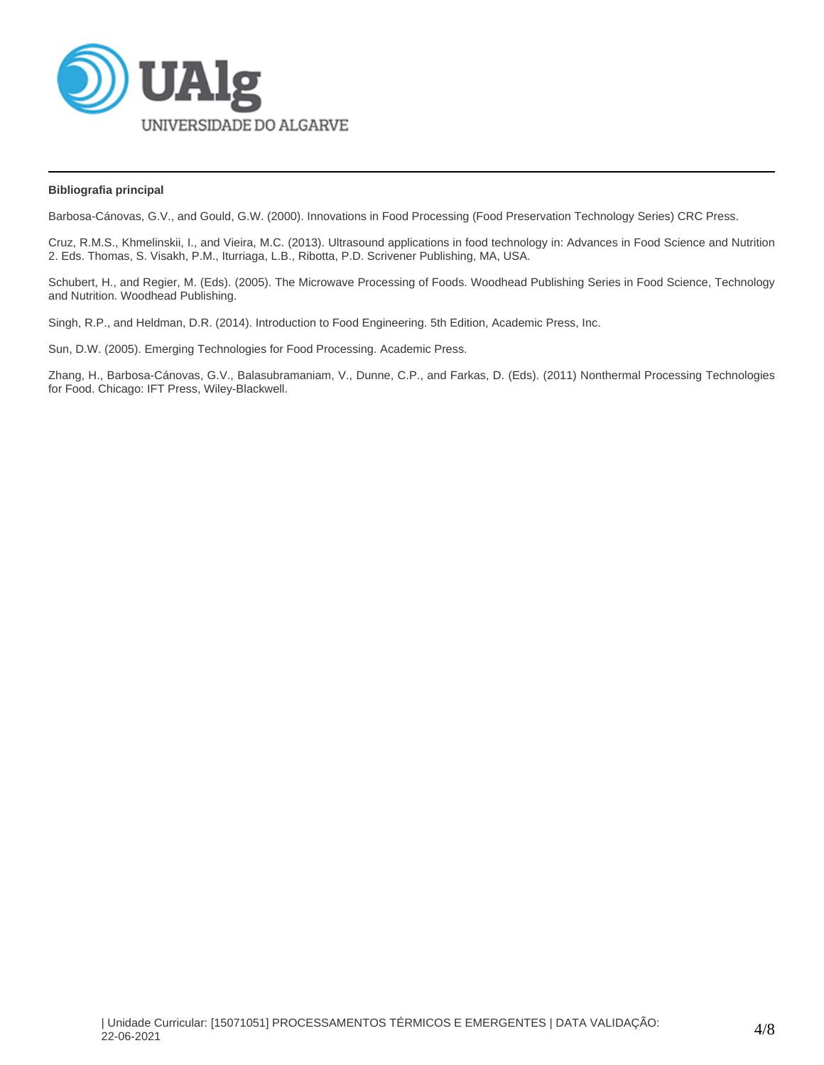**Bibliografia principal**

Barbosa-Cánovas, G.V., and Gould, G.W. (2000). Innovations in Food Processing (Food Preservation Technology Series) CRC Press.

Cruz, R.M.S., Khmelinskii, I., and Vieira, M.C. (2013). Ultrasound applications in food technology in: Advances in Food Science and Nutrition 2. Eds. Thomas, S. Visakh, P.M., Iturriaga, L.B., Ribotta, P.D. Scrivener Publishing, MA, USA.

Schubert, H., and Regier, M. (Eds). (2005). The Microwave Processing of Foods. Woodhead Publishing Series in Food Science, Technology and Nutrition. Woodhead Publishing.

Singh, R.P., and Heldman, D.R. (2014). Introduction to Food Engineering. 5th Edition, Academic Press, Inc.

Sun, D.W. (2005). Emerging Technologies for Food Processing. Academic Press.

Zhang, H., Barbosa-Cánovas, G.V., Balasubramaniam, V., Dunne, C.P., and Farkas, D. (Eds). (2011) Nonthermal Processing Technologies for Food. Chicago: IFT Press, Wiley-Blackwell.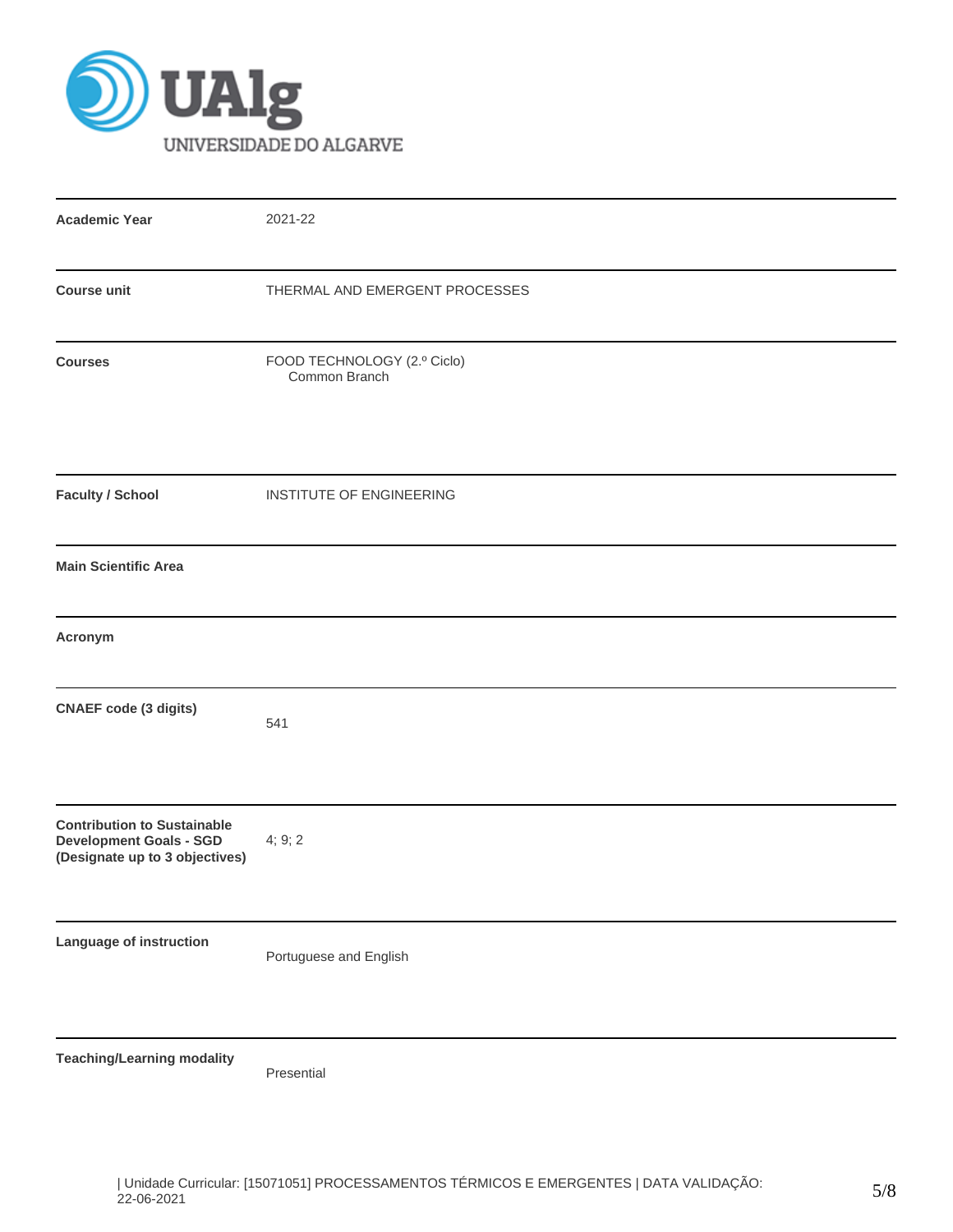| | |
|---|---|
| **Academic Year** | 2021-22 |
| **Course unit** | THERMAL AND EMERGENT PROCESSES |
| **Courses** | FOOD TECHNOLOGY (2.º Ciclo)<br>Common Branch |
| **Faculty / School** | INSTITUTE OF ENGINEERING |
| **Main Scientific Area** | |
| **Acronym** | |
| **CNAEF code (3 digits)** | 541 |
| **Contribution to Sustainable Development Goals - SGD (Designate up to 3 objectives)** | 4; 9; 2 |
| **Language of instruction** | Portuguese and English |
| **Teaching/Learning modality** | Presential |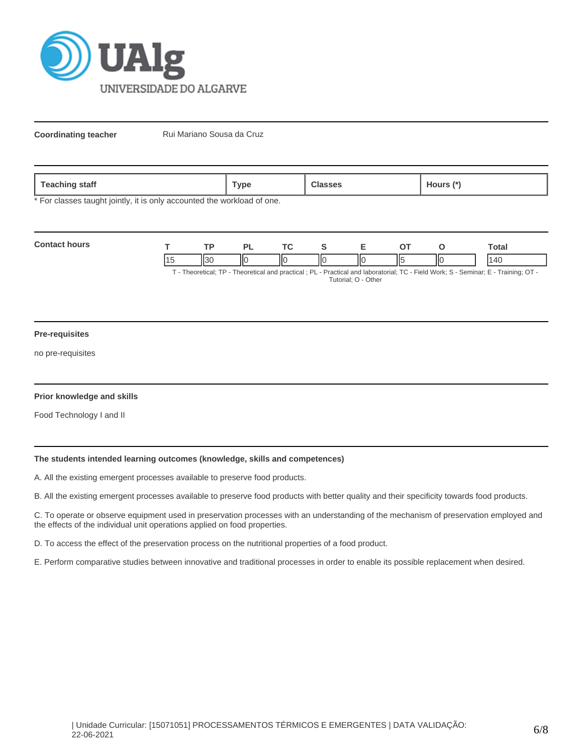**Coordinating teacher** Rui Mariano Sousa da Cruz

| Teaching staff | Type | Classes | Hours (*) |
|---|---|---|---|

* For classes taught jointly, it is only accounted the workload of one.

**Contact hours**

| T | TP | PL | TC | S | E | OT | O | Total |
|---|---|---|---|---|---|---|---|---|
| 15 | 30 | 0 | 0 | 0 | 0 | 5 | 0 | 140 |

T - Theoretical; TP - Theoretical and practical ; PL - Practical and laboratorial; TC - Field Work; S - Seminar; E - Training; OT - Tutorial; O - Other

**Pre-requisites**

no pre-requisites

**Prior knowledge and skills**

Food Technology I and II

**The students intended learning outcomes (knowledge, skills and competences)**

A. All the existing emergent processes available to preserve food products.

B. All the existing emergent processes available to preserve food products with better quality and their specificity towards food products.

C. To operate or observe equipment used in preservation processes with an understanding of the mechanism of preservation employed and the effects of the individual unit operations applied on food properties.

D. To access the effect of the preservation process on the nutritional properties of a food product.

E. Perform comparative studies between innovative and traditional processes in order to enable its possible replacement when desired.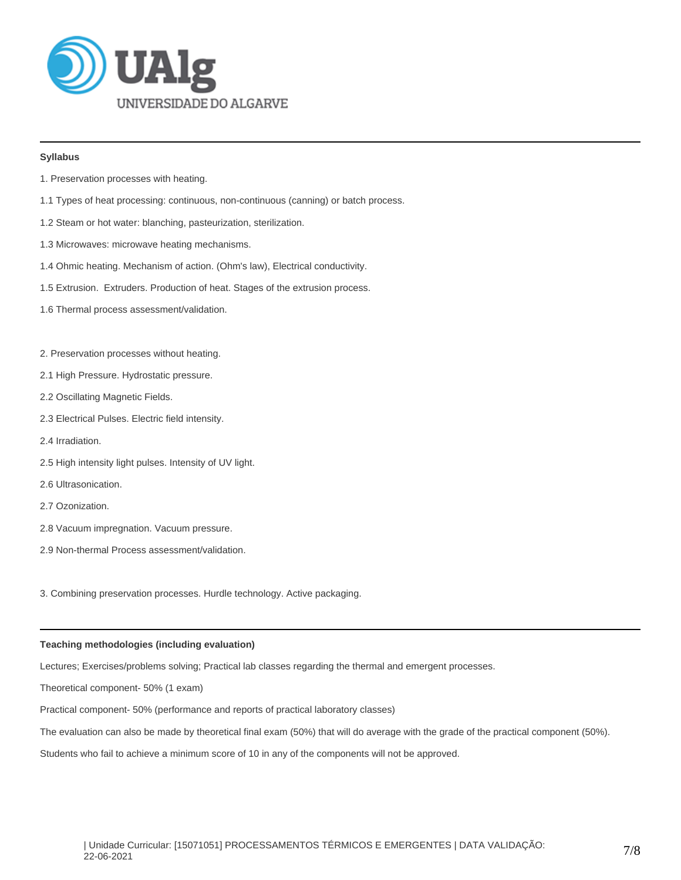**Syllabus**

1. Preservation processes with heating.

1.1 Types of heat processing: continuous, non-continuous (canning) or batch process.

1.2 Steam or hot water: blanching, pasteurization, sterilization.

1.3 Microwaves: microwave heating mechanisms.

1.4 Ohmic heating. Mechanism of action. (Ohm's law), Electrical conductivity.

1.5 Extrusion. Extruders. Production of heat. Stages of the extrusion process.

1.6 Thermal process assessment/validation.

2. Preservation processes without heating.

2.1 High Pressure. Hydrostatic pressure.

2.2 Oscillating Magnetic Fields.

2.3 Electrical Pulses. Electric field intensity.

2.4 Irradiation.

2.5 High intensity light pulses. Intensity of UV light.

2.6 Ultrasonication.

2.7 Ozonization.

2.8 Vacuum impregnation. Vacuum pressure.

2.9 Non-thermal Process assessment/validation.

3. Combining preservation processes. Hurdle technology. Active packaging.

**Teaching methodologies (including evaluation)**

Lectures; Exercises/problems solving; Practical lab classes regarding the thermal and emergent processes.

Theoretical component- 50% (1 exam)

Practical component- 50% (performance and reports of practical laboratory classes)

The evaluation can also be made by theoretical final exam (50%) that will do average with the grade of the practical component (50%).

Students who fail to achieve a minimum score of 10 in any of the components will not be approved.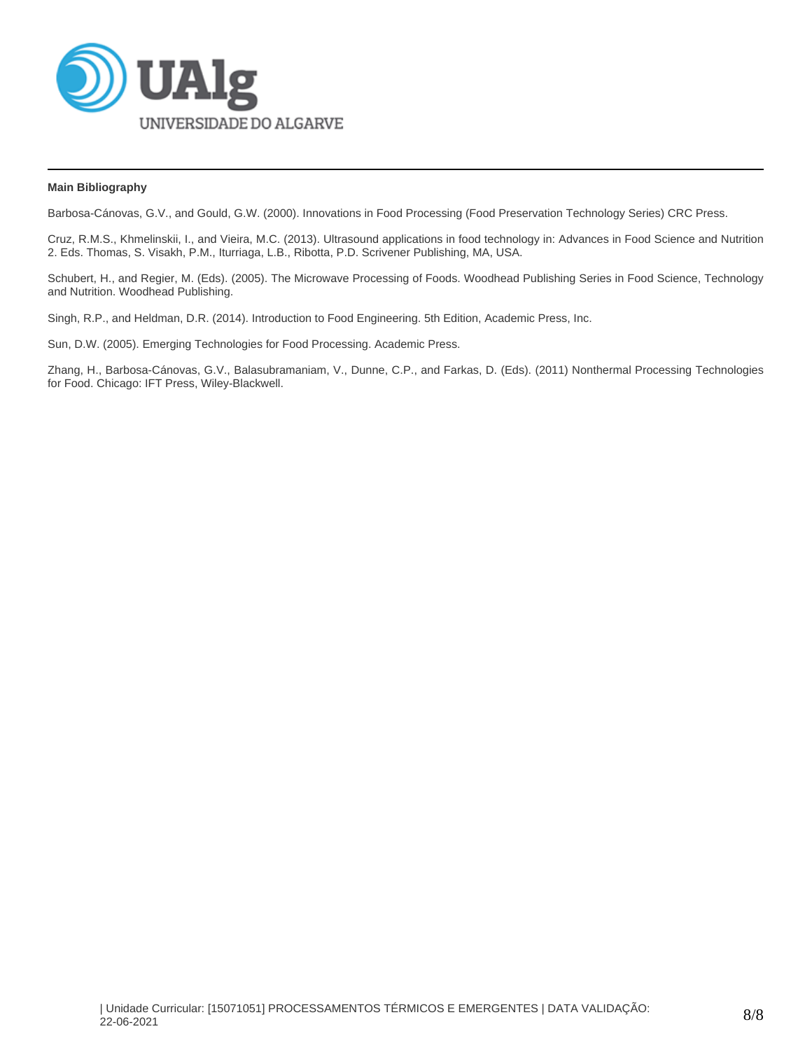**Main Bibliography**

Barbosa-Cánovas, G.V., and Gould, G.W. (2000). Innovations in Food Processing (Food Preservation Technology Series) CRC Press.

Cruz, R.M.S., Khmelinskii, I., and Vieira, M.C. (2013). Ultrasound applications in food technology in: Advances in Food Science and Nutrition 2. Eds. Thomas, S. Visakh, P.M., Iturriaga, L.B., Ribotta, P.D. Scrivener Publishing, MA, USA.

Schubert, H., and Regier, M. (Eds). (2005). The Microwave Processing of Foods. Woodhead Publishing Series in Food Science, Technology and Nutrition. Woodhead Publishing.

Singh, R.P., and Heldman, D.R. (2014). Introduction to Food Engineering. 5th Edition, Academic Press, Inc.

Sun, D.W. (2005). Emerging Technologies for Food Processing. Academic Press.

Zhang, H., Barbosa-Cánovas, G.V., Balasubramaniam, V., Dunne, C.P., and Farkas, D. (Eds). (2011) Nonthermal Processing Technologies for Food. Chicago: IFT Press, Wiley-Blackwell.